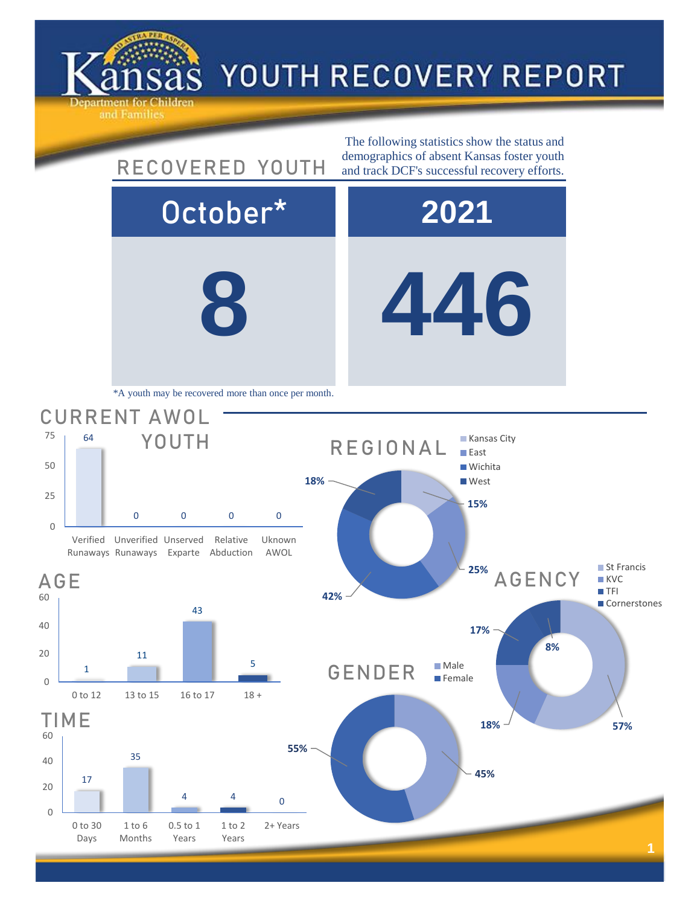# YOUTH RECOVERY REPORT

Kansas Department for Children and Families

## RECOVERED YOUTH

The following statistics show the status and demographics of absent Kansas foster youth and track DCF's successful recovery efforts.

| October* | 2021 |
|---|---|
| 8 | 446 |

*A youth may be recovered more than once per month.

## CURRENT AWOL YOUTH

75
50
25
0

64 — Verified Runaways
0 — Unverified Runaways
0 — Unserved Exparte
0 — Relative Abduction
0 — Uknown AWOL

## REGIONAL

Kansas City
East
Wichita
West

15%
25%
42%
18%

## AGE

60
40
20
0

1 — 0 to 12
11 — 13 to 15
43 — 16 to 17
5 — 18 +

## AGENCY

St Francis
KVC
TFI
Cornerstones

57%
18%
17%
8%

## TIME

60
40
20
0

17 — 0 to 30 Days
35 — 1 to 6 Months
4 — 0.5 to 1 Years
4 — 1 to 2 Years
0 — 2+ Years

## GENDER

Male
Female

45%
55%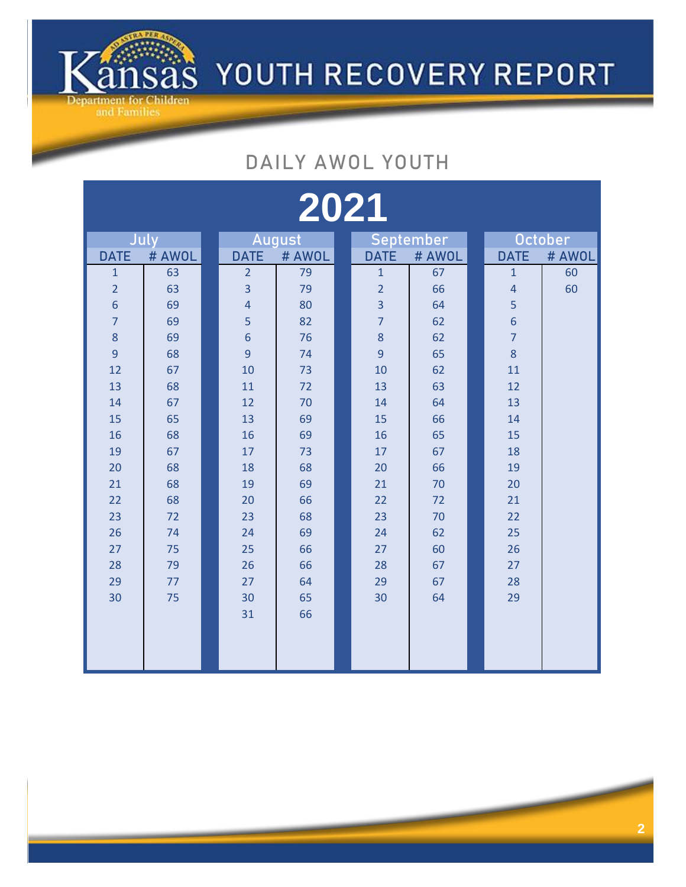# YOUTH RECOVERY REPORT

Kansas Department for Children and Families

## DAILY AWOL YOUTH

### 2021

| July | | August | | September | | October | |
|---|---|---|---|---|---|---|---|
| DATE | # AWOL | DATE | # AWOL | DATE | # AWOL | DATE | # AWOL |
| 1 | 63 | 2 | 79 | 1 | 67 | 1 | 60 |
| 2 | 63 | 3 | 79 | 2 | 66 | 4 | 60 |
| 6 | 69 | 4 | 80 | 3 | 64 | 5 | |
| 7 | 69 | 5 | 82 | 7 | 62 | 6 | |
| 8 | 69 | 6 | 76 | 8 | 62 | 7 | |
| 9 | 68 | 9 | 74 | 9 | 65 | 8 | |
| 12 | 67 | 10 | 73 | 10 | 62 | 11 | |
| 13 | 68 | 11 | 72 | 13 | 63 | 12 | |
| 14 | 67 | 12 | 70 | 14 | 64 | 13 | |
| 15 | 65 | 13 | 69 | 15 | 66 | 14 | |
| 16 | 68 | 16 | 69 | 16 | 65 | 15 | |
| 19 | 67 | 17 | 73 | 17 | 67 | 18 | |
| 20 | 68 | 18 | 68 | 20 | 66 | 19 | |
| 21 | 68 | 19 | 69 | 21 | 70 | 20 | |
| 22 | 68 | 20 | 66 | 22 | 72 | 21 | |
| 23 | 72 | 23 | 68 | 23 | 70 | 22 | |
| 26 | 74 | 24 | 69 | 24 | 62 | 25 | |
| 27 | 75 | 25 | 66 | 27 | 60 | 26 | |
| 28 | 79 | 26 | 66 | 28 | 67 | 27 | |
| 29 | 77 | 27 | 64 | 29 | 67 | 28 | |
| 30 | 75 | 30 | 65 | 30 | 64 | 29 | |
| | | 31 | 66 | | | | |